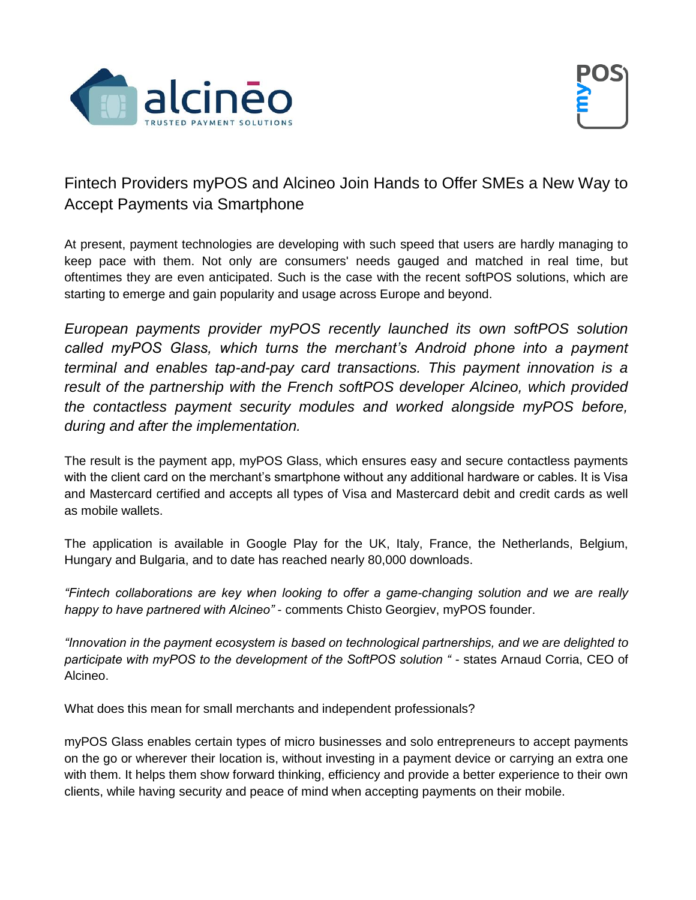# Fintech Providers myPOS and Alcineo Join Hands to Offer SMEs a New Way to Accept Payments via Smartphone

At present, payment technologies are developing with such speed that users are hardly managing to keep pace with them. Not only are consumers' needs gauged and matched in real time, but oftentimes they are even anticipated. Such is the case with the recent softPOS solutions, which are starting to emerge and gain popularity and usage across Europe and beyond.

*European payments provider myPOS recently launched its own softPOS solution called myPOS Glass, which turns the merchant's Android phone into a payment terminal and enables tap-and-pay card transactions. This payment innovation is a result of the partnership with the French softPOS developer Alcineo, which provided the contactless payment security modules and worked alongside myPOS before, during and after the implementation.*

The result is the payment app, myPOS Glass, which ensures easy and secure contactless payments with the client card on the merchant's smartphone without any additional hardware or cables. It is Visa and Mastercard certified and accepts all types of Visa and Mastercard debit and credit cards as well as mobile wallets.

The application is available in Google Play for the UK, Italy, France, the Netherlands, Belgium, Hungary and Bulgaria, and to date has reached nearly 80,000 downloads.

*"Fintech collaborations are key when looking to offer a game-changing solution and we are really happy to have partnered with Alcineo"* - comments Chisto Georgiev, myPOS founder.

*"Innovation in the payment ecosystem is based on technological partnerships, and we are delighted to participate with myPOS to the development of the SoftPOS solution "* - states Arnaud Corria, CEO of Alcineo.

What does this mean for small merchants and independent professionals?

myPOS Glass enables certain types of micro businesses and solo entrepreneurs to accept payments on the go or wherever their location is, without investing in a payment device or carrying an extra one with them. It helps them show forward thinking, efficiency and provide a better experience to their own clients, while having security and peace of mind when accepting payments on their mobile.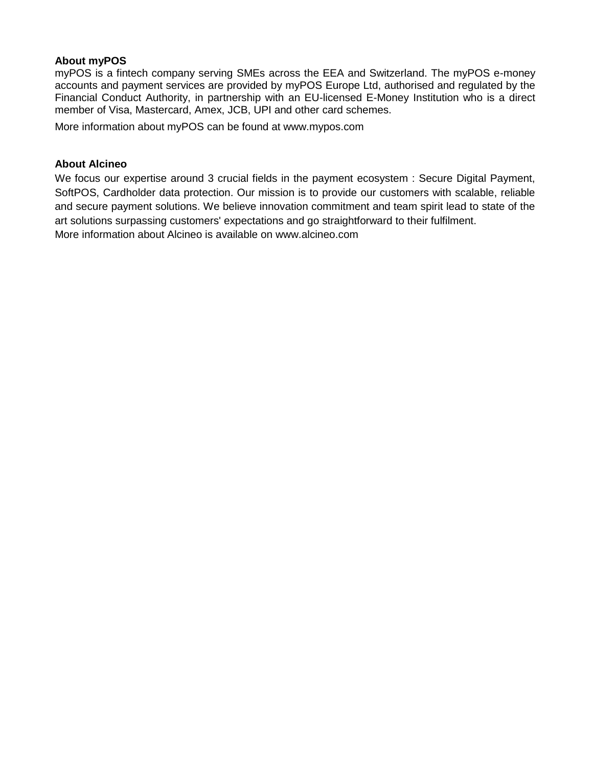**About myPOS**

myPOS is a fintech company serving SMEs across the EEA and Switzerland. The myPOS e-money accounts and payment services are provided by myPOS Europe Ltd, authorised and regulated by the Financial Conduct Authority, in partnership with an EU-licensed E-Money Institution who is a direct member of Visa, Mastercard, Amex, JCB, UPI and other card schemes.

More information about myPOS can be found at www.mypos.com

**About Alcineo**

We focus our expertise around 3 crucial fields in the payment ecosystem : Secure Digital Payment, SoftPOS, Cardholder data protection. Our mission is to provide our customers with scalable, reliable and secure payment solutions. We believe innovation commitment and team spirit lead to state of the art solutions surpassing customers' expectations and go straightforward to their fulfilment.
More information about Alcineo is available on www.alcineo.com